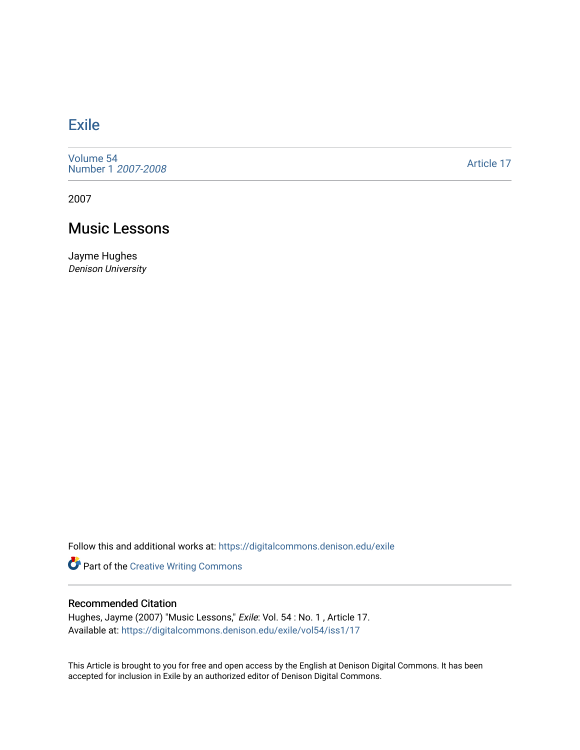# Exile

Volume 54
Number 1 *2007-2008*

Article 17

2007

## Music Lessons

Jayme Hughes
*Denison University*

Follow this and additional works at: https://digitalcommons.denison.edu/exile

Part of the Creative Writing Commons

### Recommended Citation

Hughes, Jayme (2007) "Music Lessons," *Exile*: Vol. 54 : No. 1 , Article 17.
Available at: https://digitalcommons.denison.edu/exile/vol54/iss1/17

This Article is brought to you for free and open access by the English at Denison Digital Commons. It has been accepted for inclusion in Exile by an authorized editor of Denison Digital Commons.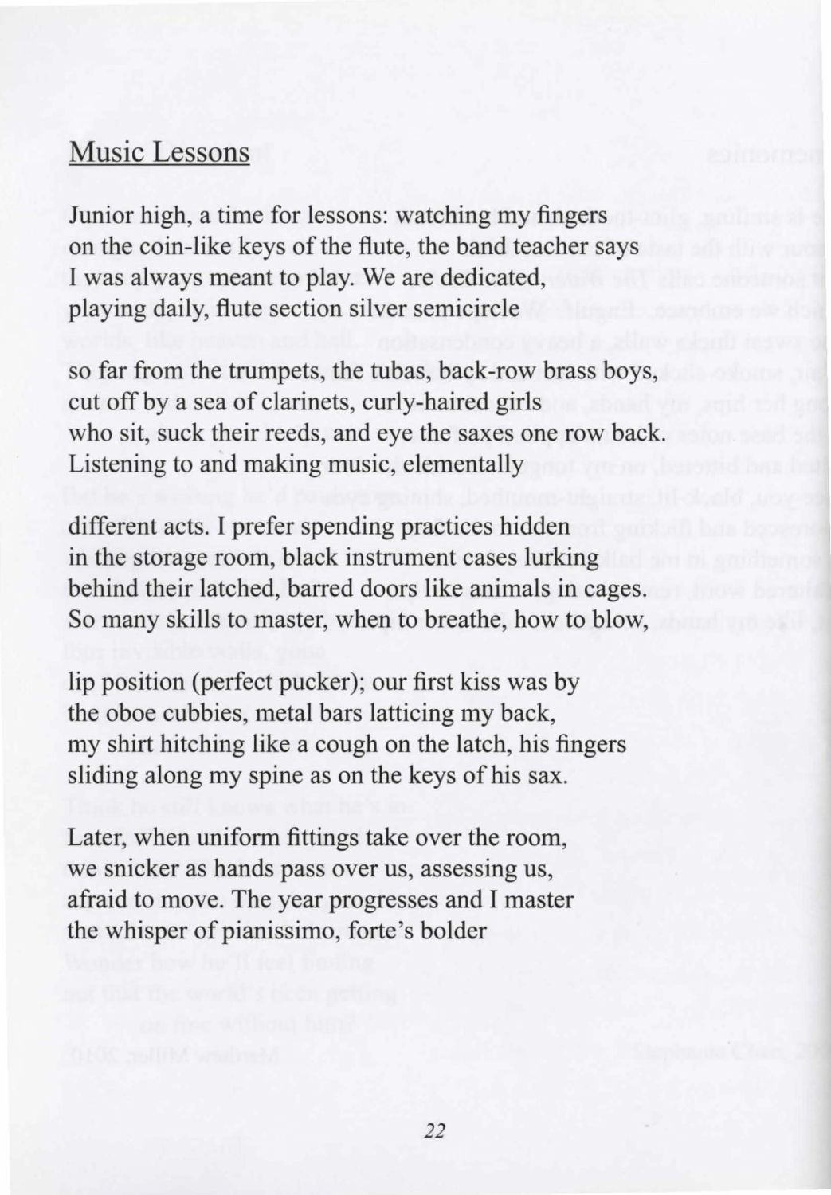## Music Lessons

Junior high, a time for lessons: watching my fingers
on the coin-like keys of the flute, the band teacher says
I was always meant to play. We are dedicated,
playing daily, flute section silver semicircle

so far from the trumpets, the tubas, back-row brass boys,
cut off by a sea of clarinets, curly-haired girls
who sit, suck their reeds, and eye the saxes one row back.
Listening to and making music, elementally

different acts. I prefer spending practices hidden
in the storage room, black instrument cases lurking
behind their latched, barred doors like animals in cages.
So many skills to master, when to breathe, how to blow,

lip position (perfect pucker); our first kiss was by
the oboe cubbies, metal bars latticing my back,
my shirt hitching like a cough on the latch, his fingers
sliding along my spine as on the keys of his sax.

Later, when uniform fittings take over the room,
we snicker as hands pass over us, assessing us,
afraid to move. The year progresses and I master
the whisper of pianissimo, forte's bolder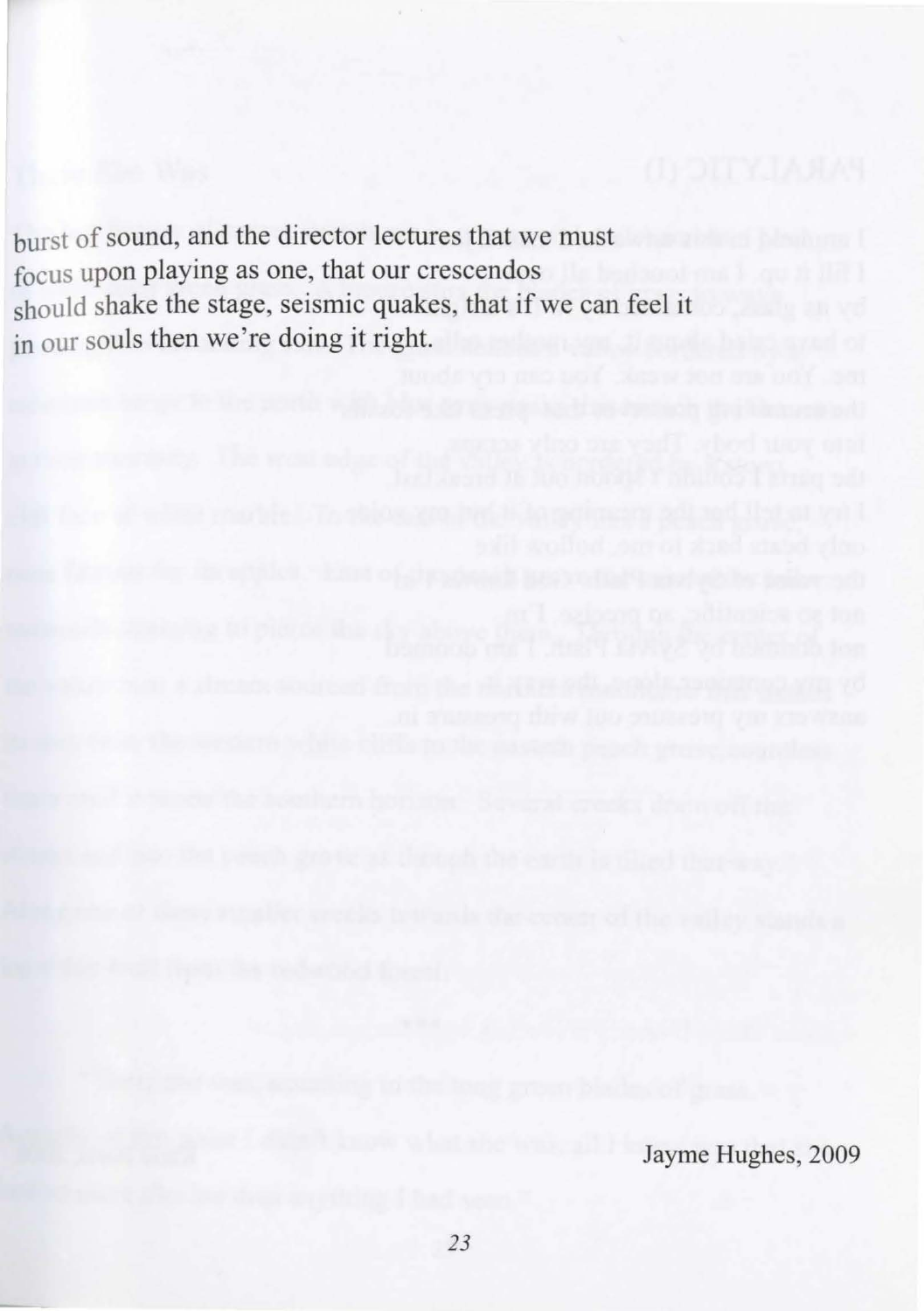burst of sound, and the director lectures that we must
focus upon playing as one, that our crescendos
should shake the stage, seismic quakes, that if we can feel it
in our souls then we're doing it right.

Jayme Hughes, 2009